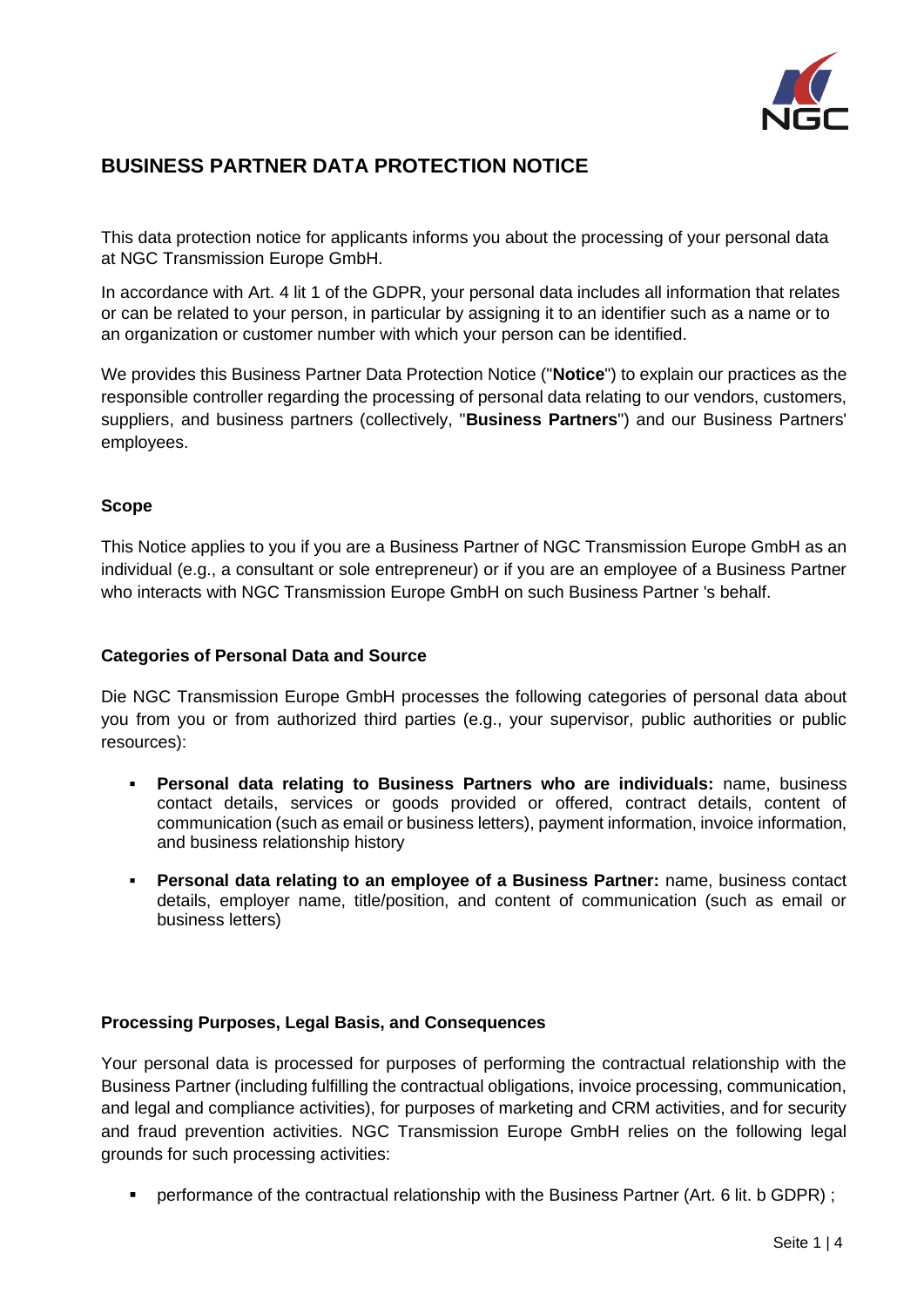# BUSINESS PARTNER DATA PROTECTION NOTICE

This data protection notice for applicants informs you about the processing of your personal data at NGC Transmission Europe GmbH.

In accordance with Art. 4 lit 1 of the GDPR, your personal data includes all information that relates or can be related to your person, in particular by assigning it to an identifier such as a name or to an organization or customer number with which your person can be identified.

We provides this Business Partner Data Protection Notice ("**Notice**") to explain our practices as the responsible controller regarding the processing of personal data relating to our vendors, customers, suppliers, and business partners (collectively, "**Business Partners**") and our Business Partners' employees.

### Scope

This Notice applies to you if you are a Business Partner of NGC Transmission Europe GmbH as an individual (e.g., a consultant or sole entrepreneur) or if you are an employee of a Business Partner who interacts with NGC Transmission Europe GmbH on such Business Partner 's behalf.

### Categories of Personal Data and Source

Die NGC Transmission Europe GmbH processes the following categories of personal data about you from you or from authorized third parties (e.g., your supervisor, public authorities or public resources):

- **Personal data relating to Business Partners who are individuals:** name, business contact details, services or goods provided or offered, contract details, content of communication (such as email or business letters), payment information, invoice information, and business relationship history
- **Personal data relating to an employee of a Business Partner:** name, business contact details, employer name, title/position, and content of communication (such as email or business letters)

### Processing Purposes, Legal Basis, and Consequences

Your personal data is processed for purposes of performing the contractual relationship with the Business Partner (including fulfilling the contractual obligations, invoice processing, communication, and legal and compliance activities), for purposes of marketing and CRM activities, and for security and fraud prevention activities. NGC Transmission Europe GmbH relies on the following legal grounds for such processing activities:

- performance of the contractual relationship with the Business Partner (Art. 6 lit. b GDPR) ;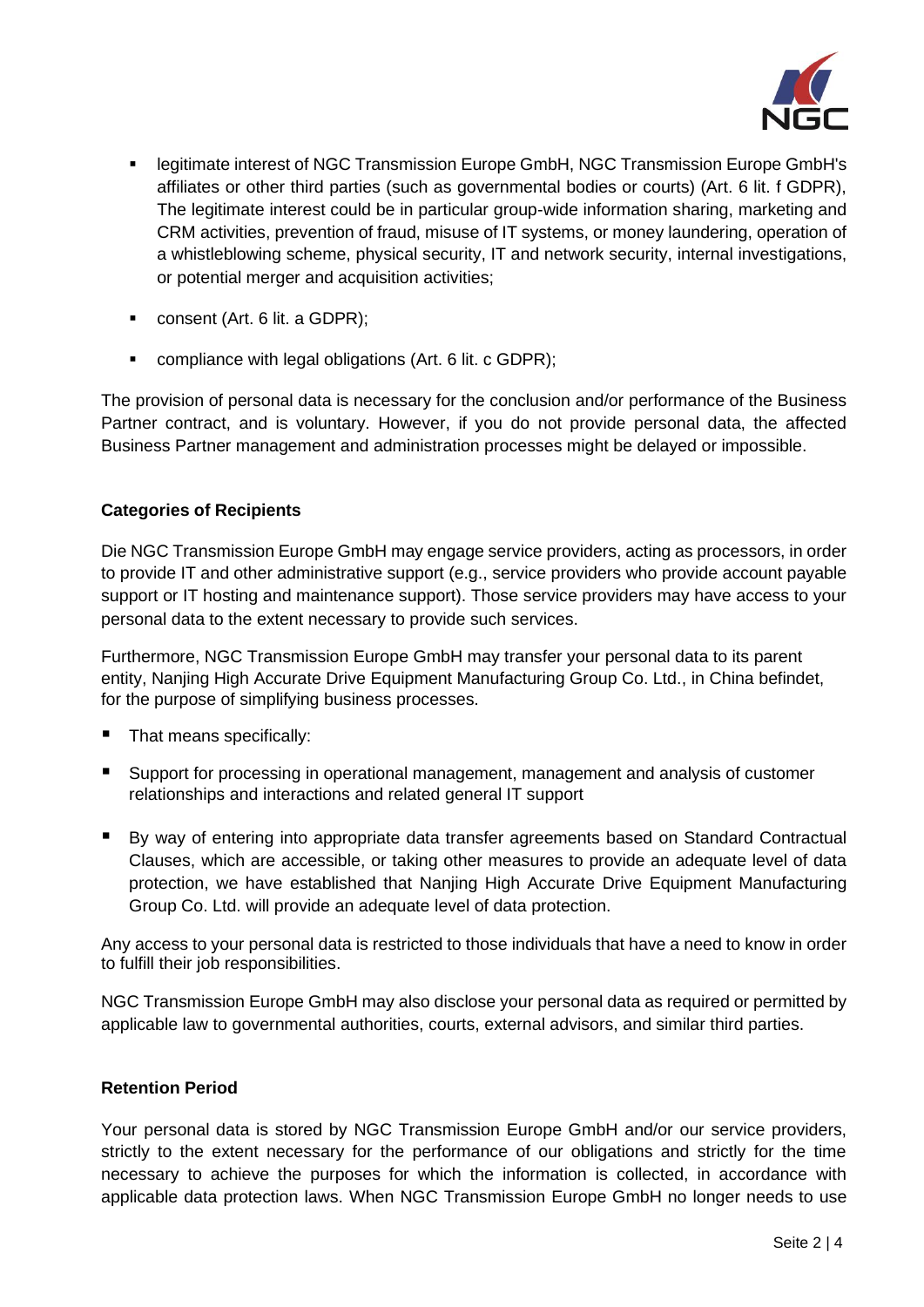- legitimate interest of NGC Transmission Europe GmbH, NGC Transmission Europe GmbH's affiliates or other third parties (such as governmental bodies or courts) (Art. 6 lit. f GDPR), The legitimate interest could be in particular group-wide information sharing, marketing and CRM activities, prevention of fraud, misuse of IT systems, or money laundering, operation of a whistleblowing scheme, physical security, IT and network security, internal investigations, or potential merger and acquisition activities;
- consent (Art. 6 lit. a GDPR);
- compliance with legal obligations (Art. 6 lit. c GDPR);

The provision of personal data is necessary for the conclusion and/or performance of the Business Partner contract, and is voluntary. However, if you do not provide personal data, the affected Business Partner management and administration processes might be delayed or impossible.

**Categories of Recipients**

Die NGC Transmission Europe GmbH may engage service providers, acting as processors, in order to provide IT and other administrative support (e.g., service providers who provide account payable support or IT hosting and maintenance support). Those service providers may have access to your personal data to the extent necessary to provide such services.

Furthermore, NGC Transmission Europe GmbH may transfer your personal data to its parent entity, Nanjing High Accurate Drive Equipment Manufacturing Group Co. Ltd., in China befindet, for the purpose of simplifying business processes.

- That means specifically:
- Support for processing in operational management, management and analysis of customer relationships and interactions and related general IT support
- By way of entering into appropriate data transfer agreements based on Standard Contractual Clauses, which are accessible, or taking other measures to provide an adequate level of data protection, we have established that Nanjing High Accurate Drive Equipment Manufacturing Group Co. Ltd. will provide an adequate level of data protection.

Any access to your personal data is restricted to those individuals that have a need to know in order to fulfill their job responsibilities.

NGC Transmission Europe GmbH may also disclose your personal data as required or permitted by applicable law to governmental authorities, courts, external advisors, and similar third parties.

**Retention Period**

Your personal data is stored by NGC Transmission Europe GmbH and/or our service providers, strictly to the extent necessary for the performance of our obligations and strictly for the time necessary to achieve the purposes for which the information is collected, in accordance with applicable data protection laws. When NGC Transmission Europe GmbH no longer needs to use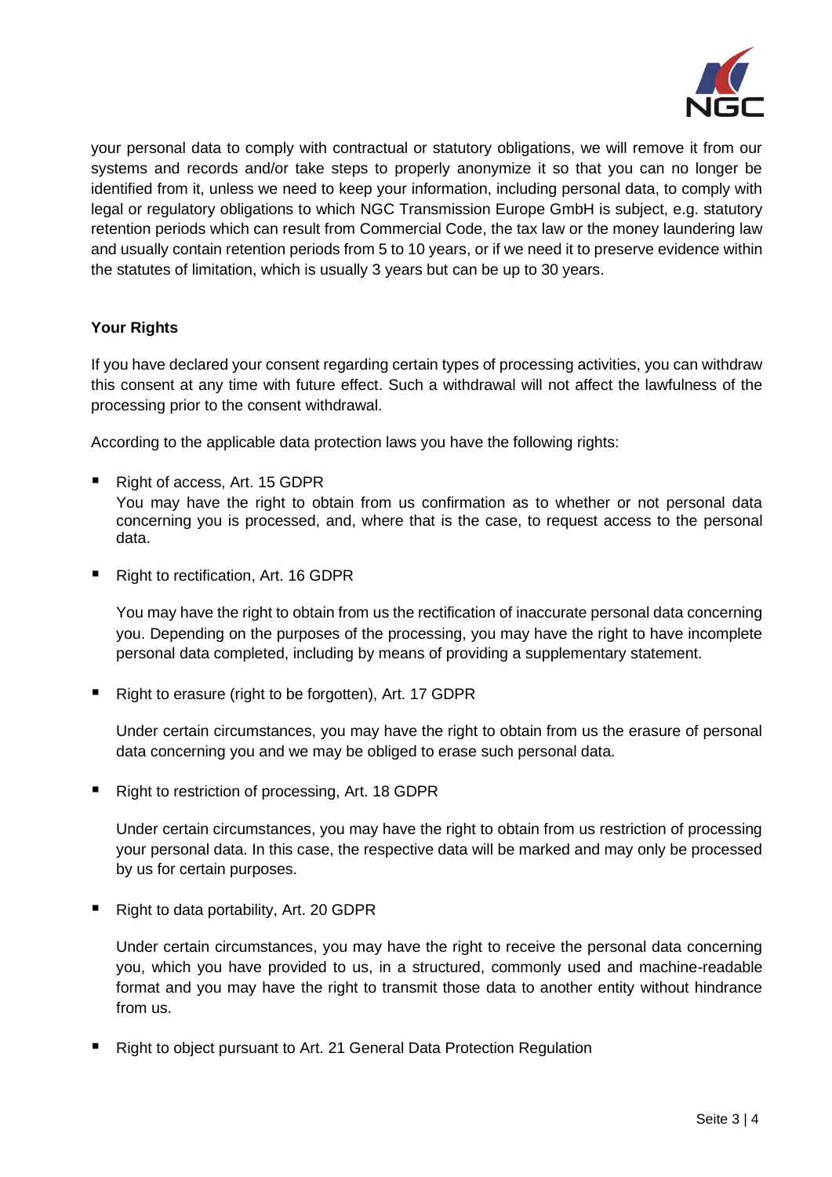your personal data to comply with contractual or statutory obligations, we will remove it from our systems and records and/or take steps to properly anonymize it so that you can no longer be identified from it, unless we need to keep your information, including personal data, to comply with legal or regulatory obligations to which NGC Transmission Europe GmbH is subject, e.g. statutory retention periods which can result from Commercial Code, the tax law or the money laundering law and usually contain retention periods from 5 to 10 years, or if we need it to preserve evidence within the statutes of limitation, which is usually 3 years but can be up to 30 years.

**Your Rights**

If you have declared your consent regarding certain types of processing activities, you can withdraw this consent at any time with future effect. Such a withdrawal will not affect the lawfulness of the processing prior to the consent withdrawal.

According to the applicable data protection laws you have the following rights:

- Right of access, Art. 15 GDPR
  You may have the right to obtain from us confirmation as to whether or not personal data concerning you is processed, and, where that is the case, to request access to the personal data.

- Right to rectification, Art. 16 GDPR

  You may have the right to obtain from us the rectification of inaccurate personal data concerning you. Depending on the purposes of the processing, you may have the right to have incomplete personal data completed, including by means of providing a supplementary statement.

- Right to erasure (right to be forgotten), Art. 17 GDPR

  Under certain circumstances, you may have the right to obtain from us the erasure of personal data concerning you and we may be obliged to erase such personal data.

- Right to restriction of processing, Art. 18 GDPR

  Under certain circumstances, you may have the right to obtain from us restriction of processing your personal data. In this case, the respective data will be marked and may only be processed by us for certain purposes.

- Right to data portability, Art. 20 GDPR

  Under certain circumstances, you may have the right to receive the personal data concerning you, which you have provided to us, in a structured, commonly used and machine-readable format and you may have the right to transmit those data to another entity without hindrance from us.

- Right to object pursuant to Art. 21 General Data Protection Regulation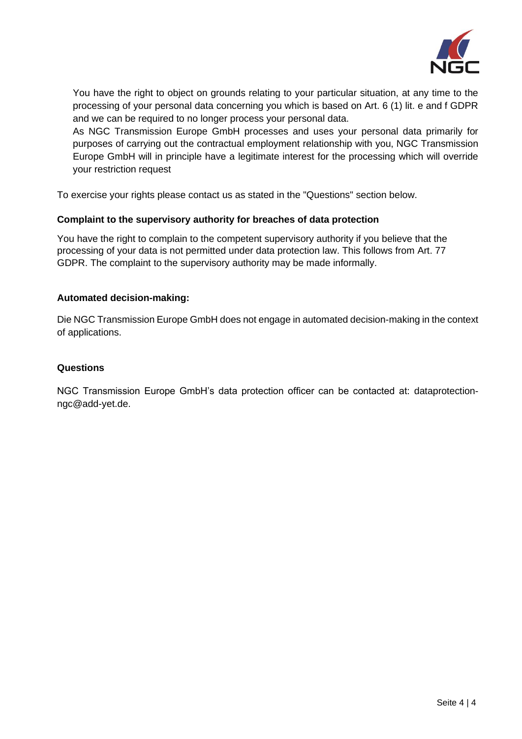You have the right to object on grounds relating to your particular situation, at any time to the processing of your personal data concerning you which is based on Art. 6 (1) lit. e and f GDPR and we can be required to no longer process your personal data.
As NGC Transmission Europe GmbH processes and uses your personal data primarily for purposes of carrying out the contractual employment relationship with you, NGC Transmission Europe GmbH will in principle have a legitimate interest for the processing which will override your restriction request

To exercise your rights please contact us as stated in the "Questions" section below.

**Complaint to the supervisory authority for breaches of data protection**

You have the right to complain to the competent supervisory authority if you believe that the processing of your data is not permitted under data protection law. This follows from Art. 77 GDPR. The complaint to the supervisory authority may be made informally.

**Automated decision-making:**

Die NGC Transmission Europe GmbH does not engage in automated decision-making in the context of applications.

**Questions**

NGC Transmission Europe GmbH's data protection officer can be contacted at: dataprotection-ngc@add-yet.de.